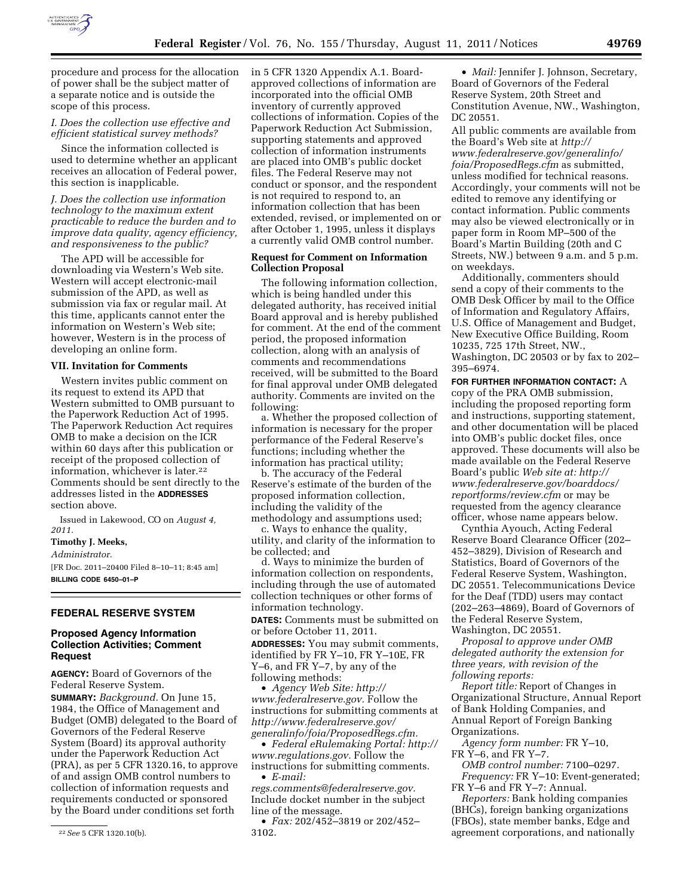procedure and process for the allocation of power shall be the subject matter of a separate notice and is outside the scope of this process.

*I. Does the collection use effective and efficient statistical survey methods?*

Since the information collected is used to determine whether an applicant receives an allocation of Federal power, this section is inapplicable.

*J. Does the collection use information technology to the maximum extent practicable to reduce the burden and to improve data quality, agency efficiency, and responsiveness to the public?*

The APD will be accessible for downloading via Western's Web site. Western will accept electronic-mail submission of the APD, as well as submission via fax or regular mail. At this time, applicants cannot enter the information on Western's Web site; however, Western is in the process of developing an online form.

**VII. Invitation for Comments**

Western invites public comment on its request to extend its APD that Western submitted to OMB pursuant to the Paperwork Reduction Act of 1995. The Paperwork Reduction Act requires OMB to make a decision on the ICR within 60 days after this publication or receipt of the proposed collection of information, whichever is later.[22] Comments should be sent directly to the addresses listed in the **ADDRESSES** section above.

Issued in Lakewood, CO on *August 4, 2011.*

**Timothy J. Meeks,**

*Administrator.*

[FR Doc. 2011–20400 Filed 8–10–11; 8:45 am]

**BILLING CODE 6450–01–P**

[22] *See* 5 CFR 1320.10(b).

## FEDERAL RESERVE SYSTEM

### Proposed Agency Information Collection Activities; Comment Request

**AGENCY:** Board of Governors of the Federal Reserve System.

**SUMMARY:** *Background.* On June 15, 1984, the Office of Management and Budget (OMB) delegated to the Board of Governors of the Federal Reserve System (Board) its approval authority under the Paperwork Reduction Act (PRA), as per 5 CFR 1320.16, to approve of and assign OMB control numbers to collection of information requests and requirements conducted or sponsored by the Board under conditions set forth in 5 CFR 1320 Appendix A.1. Board-approved collections of information are incorporated into the official OMB inventory of currently approved collections of information. Copies of the Paperwork Reduction Act Submission, supporting statements and approved collection of information instruments are placed into OMB's public docket files. The Federal Reserve may not conduct or sponsor, and the respondent is not required to respond to, an information collection that has been extended, revised, or implemented on or after October 1, 1995, unless it displays a currently valid OMB control number.

**Request for Comment on Information Collection Proposal**

The following information collection, which is being handled under this delegated authority, has received initial Board approval and is hereby published for comment. At the end of the comment period, the proposed information collection, along with an analysis of comments and recommendations received, will be submitted to the Board for final approval under OMB delegated authority. Comments are invited on the following:

a. Whether the proposed collection of information is necessary for the proper performance of the Federal Reserve's functions; including whether the information has practical utility;

b. The accuracy of the Federal Reserve's estimate of the burden of the proposed information collection, including the validity of the methodology and assumptions used;

c. Ways to enhance the quality, utility, and clarity of the information to be collected; and

d. Ways to minimize the burden of information collection on respondents, including through the use of automated collection techniques or other forms of information technology.

**DATES:** Comments must be submitted on or before October 11, 2011.

**ADDRESSES:** You may submit comments, identified by FR Y–10, FR Y–10E, FR Y–6, and FR Y–7, by any of the following methods:

- *Agency Web Site: http://www.federalreserve.gov.* Follow the instructions for submitting comments at *http://www.federalreserve.gov/generalinfo/foia/ProposedRegs.cfm.*
- *Federal eRulemaking Portal: http://www.regulations.gov.* Follow the instructions for submitting comments.
- *E-mail: regs.comments@federalreserve.gov.* Include docket number in the subject line of the message.
- *Fax:* 202/452–3819 or 202/452–3102.
- *Mail:* Jennifer J. Johnson, Secretary, Board of Governors of the Federal Reserve System, 20th Street and Constitution Avenue, NW., Washington, DC 20551.

All public comments are available from the Board's Web site at *http://www.federalreserve.gov/generalinfo/foia/ProposedRegs.cfm* as submitted, unless modified for technical reasons. Accordingly, your comments will not be edited to remove any identifying or contact information. Public comments may also be viewed electronically or in paper form in Room MP–500 of the Board's Martin Building (20th and C Streets, NW.) between 9 a.m. and 5 p.m. on weekdays.

Additionally, commenters should send a copy of their comments to the OMB Desk Officer by mail to the Office of Information and Regulatory Affairs, U.S. Office of Management and Budget, New Executive Office Building, Room 10235, 725 17th Street, NW., Washington, DC 20503 or by fax to 202–395–6974.

**FOR FURTHER INFORMATION CONTACT:** A copy of the PRA OMB submission, including the proposed reporting form and instructions, supporting statement, and other documentation will be placed into OMB's public docket files, once approved. These documents will also be made available on the Federal Reserve Board's public *Web site at: http://www.federalreserve.gov/boarddocs/reportforms/review.cfm* or may be requested from the agency clearance officer, whose name appears below.

Cynthia Ayouch, Acting Federal Reserve Board Clearance Officer (202–452–3829), Division of Research and Statistics, Board of Governors of the Federal Reserve System, Washington, DC 20551. Telecommunications Device for the Deaf (TDD) users may contact (202–263–4869), Board of Governors of the Federal Reserve System, Washington, DC 20551.

*Proposal to approve under OMB delegated authority the extension for three years, with revision of the following reports:*

*Report title:* Report of Changes in Organizational Structure, Annual Report of Bank Holding Companies, and Annual Report of Foreign Banking Organizations.

*Agency form number:* FR Y–10, FR Y–6, and FR Y–7.

*OMB control number:* 7100–0297.

*Frequency:* FR Y–10: Event-generated; FR Y–6 and FR Y–7: Annual.

*Reporters:* Bank holding companies (BHCs), foreign banking organizations (FBOs), state member banks, Edge and agreement corporations, and nationally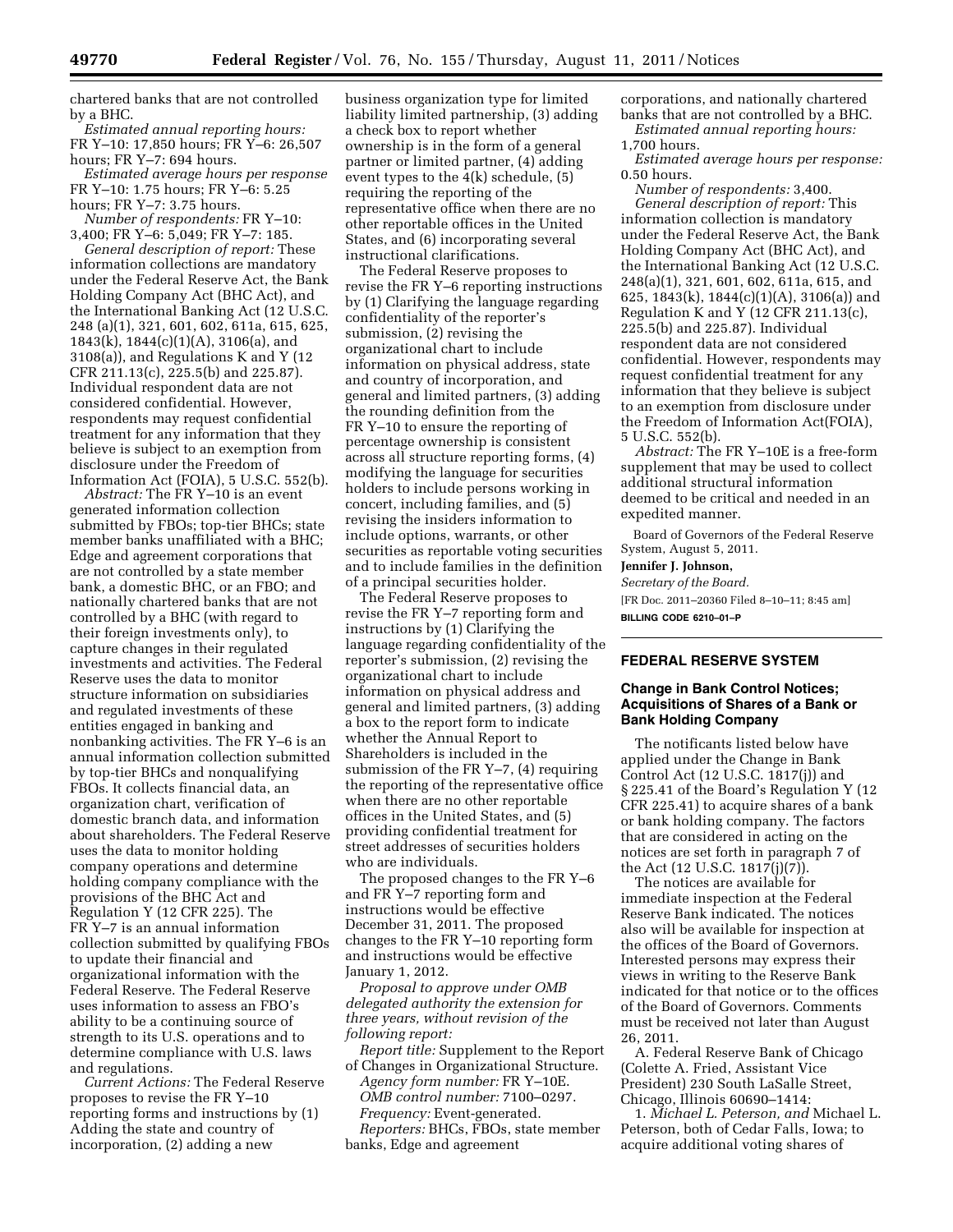chartered banks that are not controlled by a BHC.

*Estimated annual reporting hours:* FR Y–10: 17,850 hours; FR Y–6: 26,507 hours; FR Y–7: 694 hours.

*Estimated average hours per response* FR Y–10: 1.75 hours; FR Y–6: 5.25 hours; FR Y–7: 3.75 hours.

*Number of respondents:* FR Y–10: 3,400; FR Y–6: 5,049; FR Y–7: 185.

*General description of report:* These information collections are mandatory under the Federal Reserve Act, the Bank Holding Company Act (BHC Act), and the International Banking Act (12 U.S.C. 248 (a)(1), 321, 601, 602, 611a, 615, 625, 1843(k), 1844(c)(1)(A), 3106(a), and 3108(a)), and Regulations K and Y (12 CFR 211.13(c), 225.5(b) and 225.87). Individual respondent data are not considered confidential. However, respondents may request confidential treatment for any information that they believe is subject to an exemption from disclosure under the Freedom of Information Act (FOIA), 5 U.S.C. 552(b).

*Abstract:* The FR Y–10 is an event generated information collection submitted by FBOs; top-tier BHCs; state member banks unaffiliated with a BHC; Edge and agreement corporations that are not controlled by a state member bank, a domestic BHC, or an FBO; and nationally chartered banks that are not controlled by a BHC (with regard to their foreign investments only), to capture changes in their regulated investments and activities. The Federal Reserve uses the data to monitor structure information on subsidiaries and regulated investments of these entities engaged in banking and nonbanking activities. The FR Y–6 is an annual information collection submitted by top-tier BHCs and nonqualifying FBOs. It collects financial data, an organization chart, verification of domestic branch data, and information about shareholders. The Federal Reserve uses the data to monitor holding company operations and determine holding company compliance with the provisions of the BHC Act and Regulation Y (12 CFR 225). The FR Y–7 is an annual information collection submitted by qualifying FBOs to update their financial and organizational information with the Federal Reserve. The Federal Reserve uses information to assess an FBO's ability to be a continuing source of strength to its U.S. operations and to determine compliance with U.S. laws and regulations.

*Current Actions:* The Federal Reserve proposes to revise the FR Y–10 reporting forms and instructions by (1) Adding the state and country of incorporation, (2) adding a new business organization type for limited liability limited partnership, (3) adding a check box to report whether ownership is in the form of a general partner or limited partner, (4) adding event types to the 4(k) schedule, (5) requiring the reporting of the representative office when there are no other reportable offices in the United States, and (6) incorporating several instructional clarifications.

The Federal Reserve proposes to revise the FR Y–6 reporting instructions by (1) Clarifying the language regarding confidentiality of the reporter's submission, (2) revising the organizational chart to include information on physical address, state and country of incorporation, and general and limited partners, (3) adding the rounding definition from the FR Y–10 to ensure the reporting of percentage ownership is consistent across all structure reporting forms, (4) modifying the language for securities holders to include persons working in concert, including families, and (5) revising the insiders information to include options, warrants, or other securities as reportable voting securities and to include families in the definition of a principal securities holder.

The Federal Reserve proposes to revise the FR Y–7 reporting form and instructions by (1) Clarifying the language regarding confidentiality of the reporter's submission, (2) revising the organizational chart to include information on physical address and general and limited partners, (3) adding a box to the report form to indicate whether the Annual Report to Shareholders is included in the submission of the FR Y–7, (4) requiring the reporting of the representative office when there are no other reportable offices in the United States, and (5) providing confidential treatment for street addresses of securities holders who are individuals.

The proposed changes to the FR Y–6 and FR Y–7 reporting form and instructions would be effective December 31, 2011. The proposed changes to the FR Y–10 reporting form and instructions would be effective January 1, 2012.

*Proposal to approve under OMB delegated authority the extension for three years, without revision of the following report:*

*Report title:* Supplement to the Report of Changes in Organizational Structure.

*Agency form number:* FR Y–10E.

*OMB control number:* 7100–0297.

*Frequency:* Event-generated.

*Reporters:* BHCs, FBOs, state member banks, Edge and agreement corporations, and nationally chartered banks that are not controlled by a BHC.

*Estimated annual reporting hours:* 1,700 hours.

*Estimated average hours per response:* 0.50 hours.

*Number of respondents:* 3,400.

*General description of report:* This information collection is mandatory under the Federal Reserve Act, the Bank Holding Company Act (BHC Act), and the International Banking Act (12 U.S.C. 248(a)(1), 321, 601, 602, 611a, 615, and 625, 1843(k), 1844(c)(1)(A), 3106(a)) and Regulation K and Y (12 CFR 211.13(c), 225.5(b) and 225.87). Individual respondent data are not considered confidential. However, respondents may request confidential treatment for any information that they believe is subject to an exemption from disclosure under the Freedom of Information Act(FOIA), 5 U.S.C. 552(b).

*Abstract:* The FR Y–10E is a free-form supplement that may be used to collect additional structural information deemed to be critical and needed in an expedited manner.

Board of Governors of the Federal Reserve System, August 5, 2011.

**Jennifer J. Johnson,**

*Secretary of the Board.*

[FR Doc. 2011–20360 Filed 8–10–11; 8:45 am]

**BILLING CODE 6210–01–P**

## FEDERAL RESERVE SYSTEM

### Change in Bank Control Notices; Acquisitions of Shares of a Bank or Bank Holding Company

The notificants listed below have applied under the Change in Bank Control Act (12 U.S.C. 1817(j)) and § 225.41 of the Board's Regulation Y (12 CFR 225.41) to acquire shares of a bank or bank holding company. The factors that are considered in acting on the notices are set forth in paragraph 7 of the Act (12 U.S.C. 1817(j)(7)).

The notices are available for immediate inspection at the Federal Reserve Bank indicated. The notices also will be available for inspection at the offices of the Board of Governors. Interested persons may express their views in writing to the Reserve Bank indicated for that notice or to the offices of the Board of Governors. Comments must be received not later than August 26, 2011.

A. Federal Reserve Bank of Chicago (Colette A. Fried, Assistant Vice President) 230 South LaSalle Street, Chicago, Illinois 60690–1414:

1. *Michael L. Peterson, and* Michael L. Peterson, both of Cedar Falls, Iowa; to acquire additional voting shares of